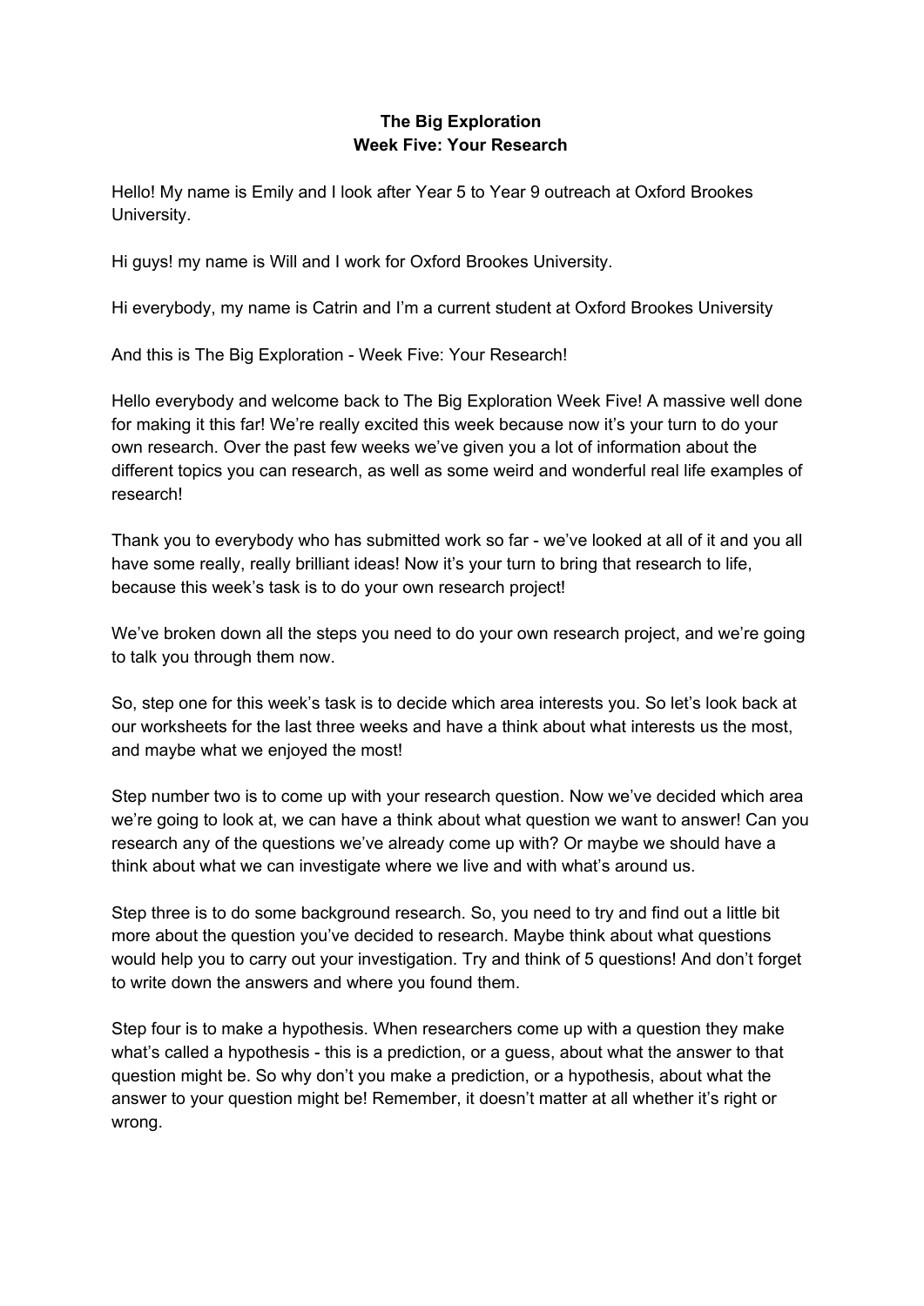**The Big Exploration**
**Week Five: Your Research**

Hello! My name is Emily and I look after Year 5 to Year 9 outreach at Oxford Brookes University.

Hi guys! my name is Will and I work for Oxford Brookes University.

Hi everybody, my name is Catrin and I'm a current student at Oxford Brookes University

And this is The Big Exploration - Week Five: Your Research!

Hello everybody and welcome back to The Big Exploration Week Five! A massive well done for making it this far! We're really excited this week because now it's your turn to do your own research. Over the past few weeks we've given you a lot of information about the different topics you can research, as well as some weird and wonderful real life examples of research!

Thank you to everybody who has submitted work so far - we've looked at all of it and you all have some really, really brilliant ideas! Now it's your turn to bring that research to life, because this week's task is to do your own research project!

We've broken down all the steps you need to do your own research project, and we're going to talk you through them now.

So, step one for this week's task is to decide which area interests you. So let's look back at our worksheets for the last three weeks and have a think about what interests us the most, and maybe what we enjoyed the most!

Step number two is to come up with your research question. Now we've decided which area we're going to look at, we can have a think about what question we want to answer! Can you research any of the questions we've already come up with? Or maybe we should have a think about what we can investigate where we live and with what's around us.

Step three is to do some background research. So, you need to try and find out a little bit more about the question you've decided to research. Maybe think about what questions would help you to carry out your investigation. Try and think of 5 questions! And don't forget to write down the answers and where you found them.

Step four is to make a hypothesis. When researchers come up with a question they make what's called a hypothesis - this is a prediction, or a guess, about what the answer to that question might be. So why don't you make a prediction, or a hypothesis, about what the answer to your question might be! Remember, it doesn't matter at all whether it's right or wrong.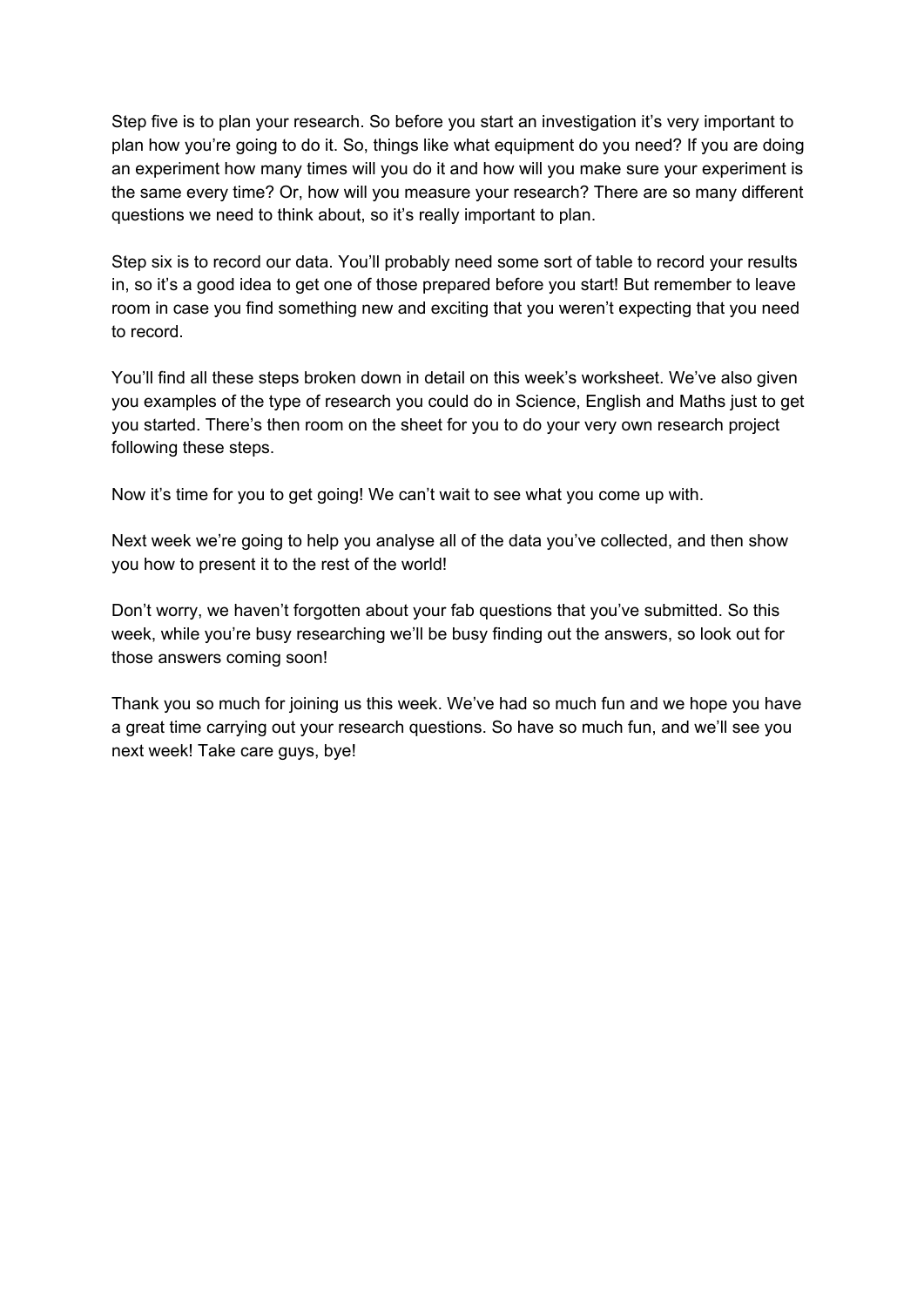Step five is to plan your research. So before you start an investigation it's very important to plan how you're going to do it. So, things like what equipment do you need? If you are doing an experiment how many times will you do it and how will you make sure your experiment is the same every time? Or, how will you measure your research? There are so many different questions we need to think about, so it's really important to plan.

Step six is to record our data. You'll probably need some sort of table to record your results in, so it's a good idea to get one of those prepared before you start! But remember to leave room in case you find something new and exciting that you weren't expecting that you need to record.

You'll find all these steps broken down in detail on this week's worksheet. We've also given you examples of the type of research you could do in Science, English and Maths just to get you started. There's then room on the sheet for you to do your very own research project following these steps.

Now it's time for you to get going! We can't wait to see what you come up with.

Next week we're going to help you analyse all of the data you've collected, and then show you how to present it to the rest of the world!

Don't worry, we haven't forgotten about your fab questions that you've submitted. So this week, while you're busy researching we'll be busy finding out the answers, so look out for those answers coming soon!

Thank you so much for joining us this week. We've had so much fun and we hope you have a great time carrying out your research questions. So have so much fun, and we'll see you next week! Take care guys, bye!